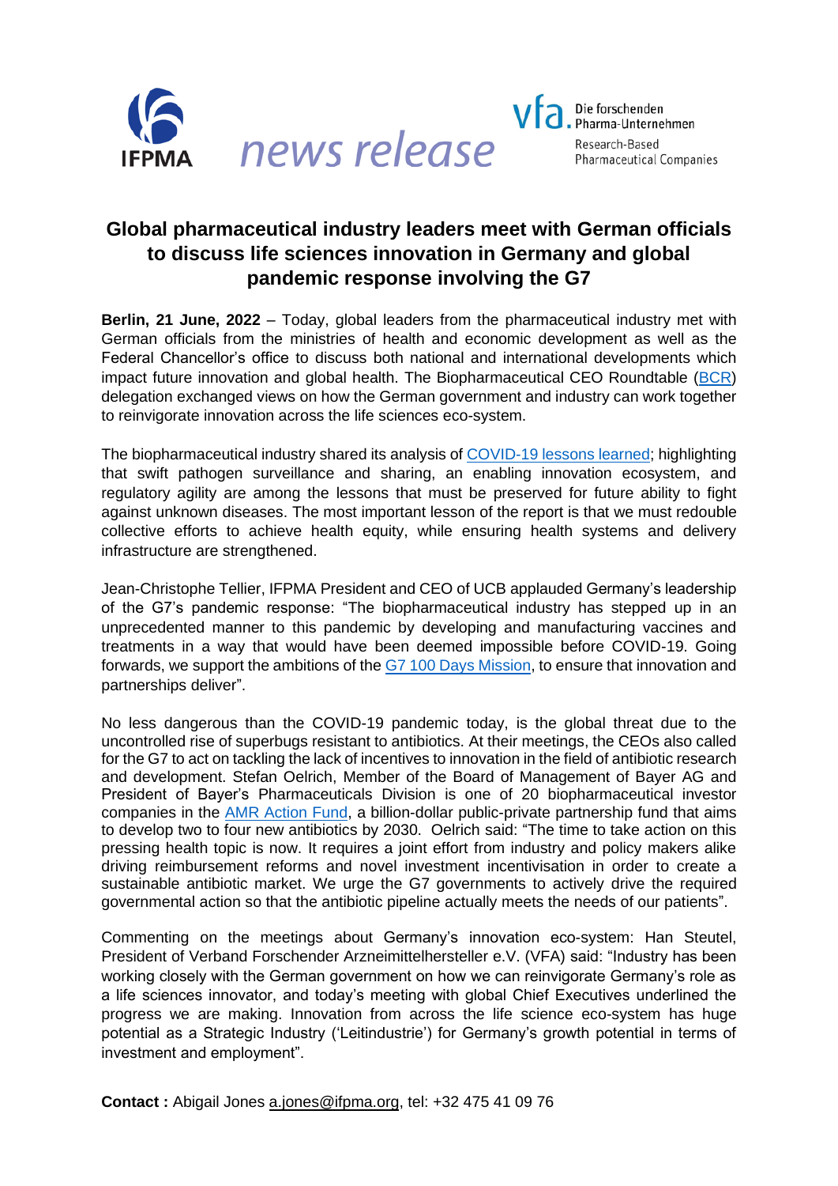IFPMA

*news release*

vfa. Die forschenden Pharma-Unternehmen
Research-Based Pharmaceutical Companies

# Global pharmaceutical industry leaders meet with German officials to discuss life sciences innovation in Germany and global pandemic response involving the G7

**Berlin, 21 June, 2022** – Today, global leaders from the pharmaceutical industry met with German officials from the ministries of health and economic development as well as the Federal Chancellor's office to discuss both national and international developments which impact future innovation and global health. The Biopharmaceutical CEO Roundtable (BCR) delegation exchanged views on how the German government and industry can work together to reinvigorate innovation across the life sciences eco-system.

The biopharmaceutical industry shared its analysis of COVID-19 lessons learned; highlighting that swift pathogen surveillance and sharing, an enabling innovation ecosystem, and regulatory agility are among the lessons that must be preserved for future ability to fight against unknown diseases. The most important lesson of the report is that we must redouble collective efforts to achieve health equity, while ensuring health systems and delivery infrastructure are strengthened.

Jean-Christophe Tellier, IFPMA President and CEO of UCB applauded Germany's leadership of the G7's pandemic response: "The biopharmaceutical industry has stepped up in an unprecedented manner to this pandemic by developing and manufacturing vaccines and treatments in a way that would have been deemed impossible before COVID-19. Going forwards, we support the ambitions of the G7 100 Days Mission, to ensure that innovation and partnerships deliver".

No less dangerous than the COVID-19 pandemic today, is the global threat due to the uncontrolled rise of superbugs resistant to antibiotics. At their meetings, the CEOs also called for the G7 to act on tackling the lack of incentives to innovation in the field of antibiotic research and development. Stefan Oelrich, Member of the Board of Management of Bayer AG and President of Bayer's Pharmaceuticals Division is one of 20 biopharmaceutical investor companies in the AMR Action Fund, a billion-dollar public-private partnership fund that aims to develop two to four new antibiotics by 2030. Oelrich said: "The time to take action on this pressing health topic is now. It requires a joint effort from industry and policy makers alike driving reimbursement reforms and novel investment incentivisation in order to create a sustainable antibiotic market. We urge the G7 governments to actively drive the required governmental action so that the antibiotic pipeline actually meets the needs of our patients".

Commenting on the meetings about Germany's innovation eco-system: Han Steutel, President of Verband Forschender Arzneimittelhersteller e.V. (VFA) said: "Industry has been working closely with the German government on how we can reinvigorate Germany's role as a life sciences innovator, and today's meeting with global Chief Executives underlined the progress we are making. Innovation from across the life science eco-system has huge potential as a Strategic Industry ('Leitindustrie') for Germany's growth potential in terms of investment and employment".

**Contact :** Abigail Jones a.jones@ifpma.org, tel: +32 475 41 09 76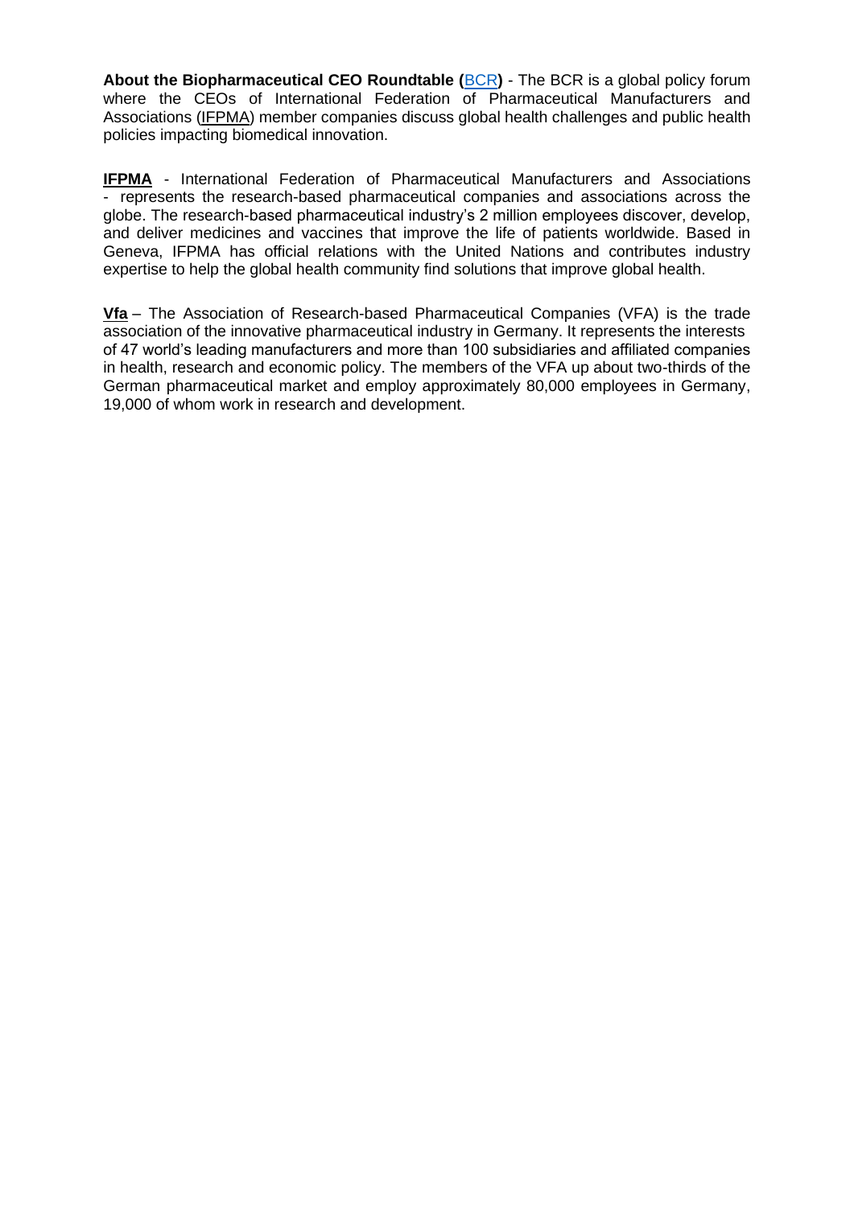**About the Biopharmaceutical CEO Roundtable (BCR)** - The BCR is a global policy forum where the CEOs of International Federation of Pharmaceutical Manufacturers and Associations (IFPMA) member companies discuss global health challenges and public health policies impacting biomedical innovation.

**IFPMA** - International Federation of Pharmaceutical Manufacturers and Associations - represents the research-based pharmaceutical companies and associations across the globe. The research-based pharmaceutical industry's 2 million employees discover, develop, and deliver medicines and vaccines that improve the life of patients worldwide. Based in Geneva, IFPMA has official relations with the United Nations and contributes industry expertise to help the global health community find solutions that improve global health.

**Vfa** – The Association of Research-based Pharmaceutical Companies (VFA) is the trade association of the innovative pharmaceutical industry in Germany. It represents the interests of 47 world's leading manufacturers and more than 100 subsidiaries and affiliated companies in health, research and economic policy. The members of the VFA up about two-thirds of the German pharmaceutical market and employ approximately 80,000 employees in Germany, 19,000 of whom work in research and development.